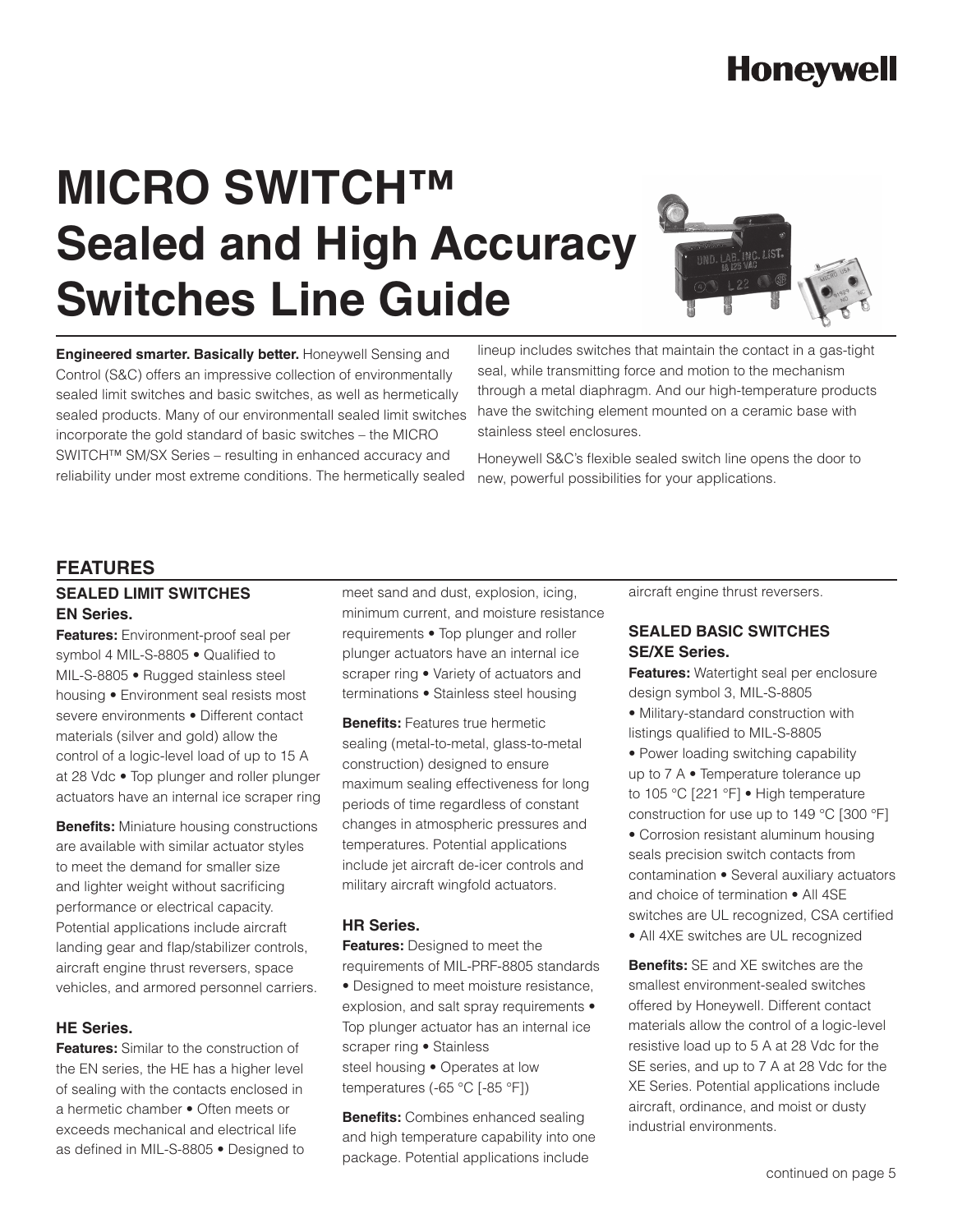Honeywell

# MICRO SWITCH™ Sealed and High Accuracy Switches Line Guide

**Engineered smarter. Basically better.** Honeywell Sensing and Control (S&C) offers an impressive collection of environmentally sealed limit switches and basic switches, as well as hermetically sealed products. Many of our environmentall sealed limit switches incorporate the gold standard of basic switches – the MICRO SWITCH™ SM/SX Series – resulting in enhanced accuracy and reliability under most extreme conditions. The hermetically sealed lineup includes switches that maintain the contact in a gas-tight seal, while transmitting force and motion to the mechanism through a metal diaphragm. And our high-temperature products have the switching element mounted on a ceramic base with stainless steel enclosures.

Honeywell S&C's flexible sealed switch line opens the door to new, powerful possibilities for your applications.

## FEATURES

### SEALED LIMIT SWITCHES

#### EN Series.

**Features:** Environment-proof seal per symbol 4 MIL-S-8805 • Qualified to MIL-S-8805 • Rugged stainless steel housing • Environment seal resists most severe environments • Different contact materials (silver and gold) allow the control of a logic-level load of up to 15 A at 28 Vdc • Top plunger and roller plunger actuators have an internal ice scraper ring

**Benefits:** Miniature housing constructions are available with similar actuator styles to meet the demand for smaller size and lighter weight without sacrificing performance or electrical capacity. Potential applications include aircraft landing gear and flap/stabilizer controls, aircraft engine thrust reversers, space vehicles, and armored personnel carriers.

#### HE Series.

**Features:** Similar to the construction of the EN series, the HE has a higher level of sealing with the contacts enclosed in a hermetic chamber • Often meets or exceeds mechanical and electrical life as defined in MIL-S-8805 • Designed to meet sand and dust, explosion, icing, minimum current, and moisture resistance requirements • Top plunger and roller plunger actuators have an internal ice scraper ring • Variety of actuators and terminations • Stainless steel housing

**Benefits:** Features true hermetic sealing (metal-to-metal, glass-to-metal construction) designed to ensure maximum sealing effectiveness for long periods of time regardless of constant changes in atmospheric pressures and temperatures. Potential applications include jet aircraft de-icer controls and military aircraft wingfold actuators.

#### HR Series.

**Features:** Designed to meet the requirements of MIL-PRF-8805 standards • Designed to meet moisture resistance, explosion, and salt spray requirements • Top plunger actuator has an internal ice scraper ring • Stainless steel housing • Operates at low temperatures (-65 °C [-85 °F])

**Benefits:** Combines enhanced sealing and high temperature capability into one package. Potential applications include aircraft engine thrust reversers.

### SEALED BASIC SWITCHES

#### SE/XE Series.

**Features:** Watertight seal per enclosure design symbol 3, MIL-S-8805 • Military-standard construction with listings qualified to MIL-S-8805 • Power loading switching capability up to 7 A • Temperature tolerance up to 105 °C [221 °F] • High temperature construction for use up to 149 °C [300 °F] • Corrosion resistant aluminum housing seals precision switch contacts from contamination • Several auxiliary actuators and choice of termination • All 4SE switches are UL recognized, CSA certified • All 4XE switches are UL recognized

**Benefits:** SE and XE switches are the smallest environment-sealed switches offered by Honeywell. Different contact materials allow the control of a logic-level resistive load up to 5 A at 28 Vdc for the SE series, and up to 7 A at 28 Vdc for the XE Series. Potential applications include aircraft, ordinance, and moist or dusty industrial environments.

continued on page 5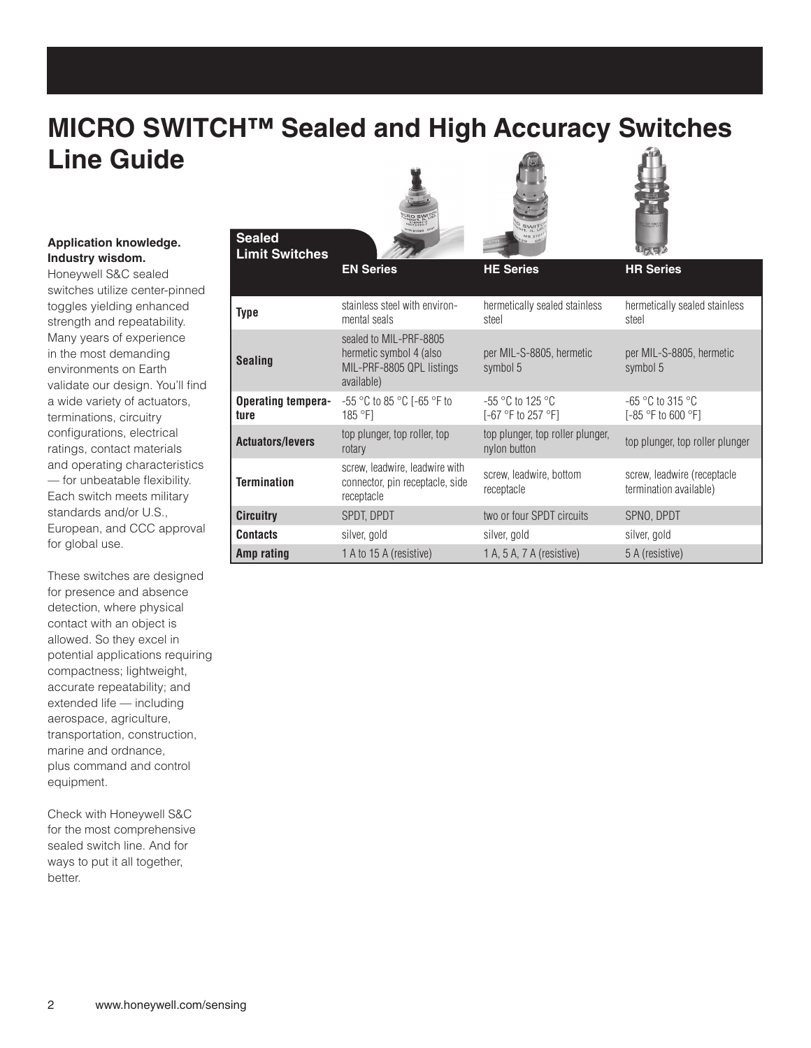# MICRO SWITCH™ Sealed and High Accuracy Switches Line Guide

**Application knowledge. Industry wisdom.**
Honeywell S&C sealed switches utilize center-pinned toggles yielding enhanced strength and repeatability. Many years of experience in the most demanding environments on Earth validate our design. You'll find a wide variety of actuators, terminations, circuitry configurations, electrical ratings, contact materials and operating characteristics — for unbeatable flexibility. Each switch meets military standards and/or U.S., European, and CCC approval for global use.

These switches are designed for presence and absence detection, where physical contact with an object is allowed. So they excel in potential applications requiring compactness; lightweight, accurate repeatability; and extended life — including aerospace, agriculture, transportation, construction, marine and ordnance, plus command and control equipment.

Check with Honeywell S&C for the most comprehensive sealed switch line. And for ways to put it all together, better.

| Sealed Limit Switches | EN Series | HE Series | HR Series |
|---|---|---|---|
| **Type** | stainless steel with environmental seals | hermetically sealed stainless steel | hermetically sealed stainless steel |
| **Sealing** | sealed to MIL-PRF-8805 hermetic symbol 4 (also MIL-PRF-8805 QPL listings available) | per MIL-S-8805, hermetic symbol 5 | per MIL-S-8805, hermetic symbol 5 |
| **Operating temperature** | -55 °C to 85 °C [-65 °F to 185 °F] | -55 °C to 125 °C [-67 °F to 257 °F] | -65 °C to 315 °C [-85 °F to 600 °F] |
| **Actuators/levers** | top plunger, top roller, top rotary | top plunger, top roller plunger, nylon button | top plunger, top roller plunger |
| **Termination** | screw, leadwire, leadwire with connector, pin receptacle, side receptacle | screw, leadwire, bottom receptacle | screw, leadwire (receptacle termination available) |
| **Circuitry** | SPDT, DPDT | two or four SPDT circuits | SPNO, DPDT |
| **Contacts** | silver, gold | silver, gold | silver, gold |
| **Amp rating** | 1 A to 15 A (resistive) | 1 A, 5 A, 7 A (resistive) | 5 A (resistive) |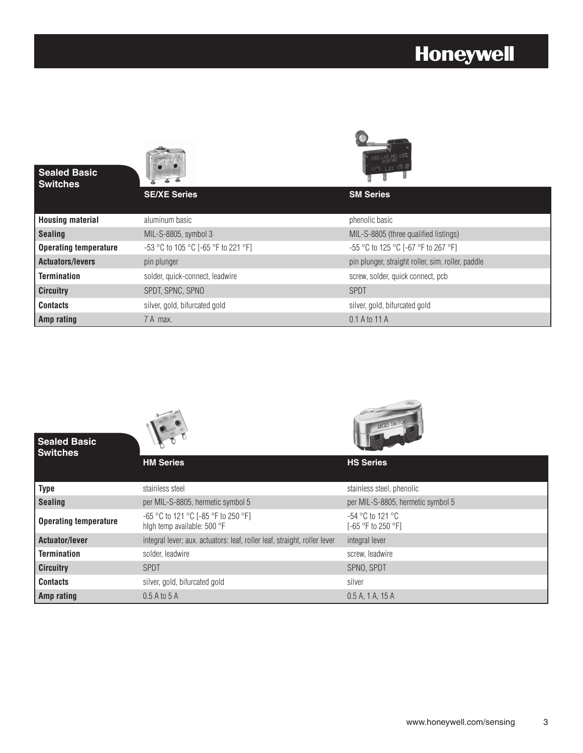## Sealed Basic Switches

| | SE/XE Series | SM Series |
|---|---|---|
| **Housing material** | aluminum basic | phenolic basic |
| **Sealing** | MIL-S-8805, symbol 3 | MIL-S-8805 (three qualified listings) |
| **Operating temperature** | -53 °C to 105 °C [-65 °F to 221 °F] | -55 °C to 125 °C [-67 °F to 267 °F] |
| **Actuators/levers** | pin plunger | pin plunger, straight roller, sim. roller, paddle |
| **Termination** | solder, quick-connect, leadwire | screw, solder, quick connect, pcb |
| **Circuitry** | SPDT, SPNC, SPNO | SPDT |
| **Contacts** | silver, gold, bifurcated gold | silver, gold, bifurcated gold |
| **Amp rating** | 7 A max. | 0.1 A to 11 A |

## Sealed Basic Switches

| | HM Series | HS Series |
|---|---|---|
| **Type** | stainless steel | stainless steel, phenolic |
| **Sealing** | per MIL-S-8805, hermetic symbol 5 | per MIL-S-8805, hermetic symbol 5 |
| **Operating temperature** | -65 °C to 121 °C [-85 °F to 250 °F] hlgh temp available: 500 °F | -54 °C to 121 °C [-65 °F to 250 °F] |
| **Actuator/lever** | integral lever; aux. actuators: leaf, roller leaf, straight, roller lever | integral lever |
| **Termination** | solder, leadwire | screw, leadwire |
| **Circuitry** | SPDT | SPNO, SPDT |
| **Contacts** | silver, gold, bifurcated gold | silver |
| **Amp rating** | 0.5 A to 5 A | 0.5 A, 1 A, 15 A |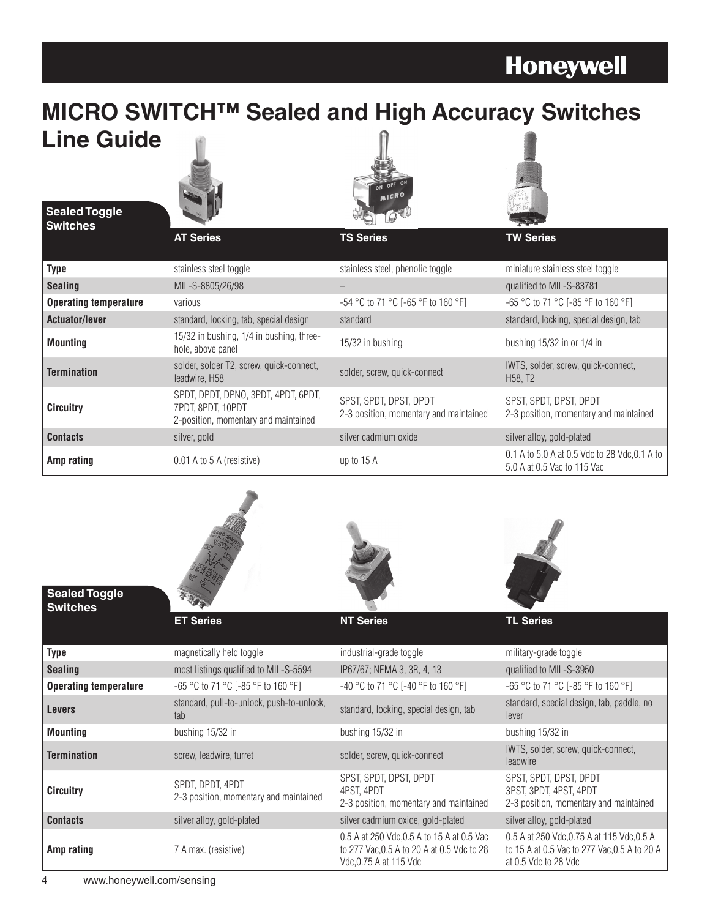# MICRO SWITCH™ Sealed and High Accuracy Switches Line Guide

## Sealed Toggle Switches

| | AT Series | TS Series | TW Series |
|---|---|---|---|
| **Type** | stainless steel toggle | stainless steel, phenolic toggle | miniature stainless steel toggle |
| **Sealing** | MIL-S-8805/26/98 | – | qualified to MIL-S-83781 |
| **Operating temperature** | various | -54 °C to 71 °C [-65 °F to 160 °F] | -65 °C to 71 °C [-85 °F to 160 °F] |
| **Actuator/lever** | standard, locking, tab, special design | standard | standard, locking, special design, tab |
| **Mounting** | 15/32 in bushing, 1/4 in bushing, three-hole, above panel | 15/32 in bushing | bushing 15/32 in or 1/4 in |
| **Termination** | solder, solder T2, screw, quick-connect, leadwire, H58 | solder, screw, quick-connect | IWTS, solder, screw, quick-connect, H58, T2 |
| **Circuitry** | SPDT, DPDT, DPNO, 3PDT, 4PDT, 6PDT, 7PDT, 8PDT, 10PDT 2-position, momentary and maintained | SPST, SPDT, DPST, DPDT 2-3 position, momentary and maintained | SPST, SPDT, DPST, DPDT 2-3 position, momentary and maintained |
| **Contacts** | silver, gold | silver cadmium oxide | silver alloy, gold-plated |
| **Amp rating** | 0.01 A to 5 A (resistive) | up to 15 A | 0.1 A to 5.0 A at 0.5 Vdc to 28 Vdc,0.1 A to 5.0 A at 0.5 Vac to 115 Vac |

## Sealed Toggle Switches

| | ET Series | NT Series | TL Series |
|---|---|---|---|
| **Type** | magnetically held toggle | industrial-grade toggle | military-grade toggle |
| **Sealing** | most listings qualified to MIL-S-5594 | IP67/67; NEMA 3, 3R, 4, 13 | qualified to MIL-S-3950 |
| **Operating temperature** | -65 °C to 71 °C [-85 °F to 160 °F] | -40 °C to 71 °C [-40 °F to 160 °F] | -65 °C to 71 °C [-85 °F to 160 °F] |
| **Levers** | standard, pull-to-unlock, push-to-unlock, tab | standard, locking, special design, tab | standard, special design, tab, paddle, no lever |
| **Mounting** | bushing 15/32 in | bushing 15/32 in | bushing 15/32 in |
| **Termination** | screw, leadwire, turret | solder, screw, quick-connect | IWTS, solder, screw, quick-connect, leadwire |
| **Circuitry** | SPDT, DPDT, 4PDT 2-3 position, momentary and maintained | SPST, SPDT, DPST, DPDT 4PST, 4PDT 2-3 position, momentary and maintained | SPST, SPDT, DPST, DPDT 3PST, 3PDT, 4PST, 4PDT 2-3 position, momentary and maintained |
| **Contacts** | silver alloy, gold-plated | silver cadmium oxide, gold-plated | silver alloy, gold-plated |
| **Amp rating** | 7 A max. (resistive) | 0.5 A at 250 Vdc,0.5 A to 15 A at 0.5 Vac to 277 Vac,0.5 A to 20 A at 0.5 Vdc to 28 Vdc,0.75 A at 115 Vdc | 0.5 A at 250 Vdc,0.75 A at 115 Vdc,0.5 A to 15 A at 0.5 Vac to 277 Vac,0.5 A to 20 A at 0.5 Vdc to 28 Vdc |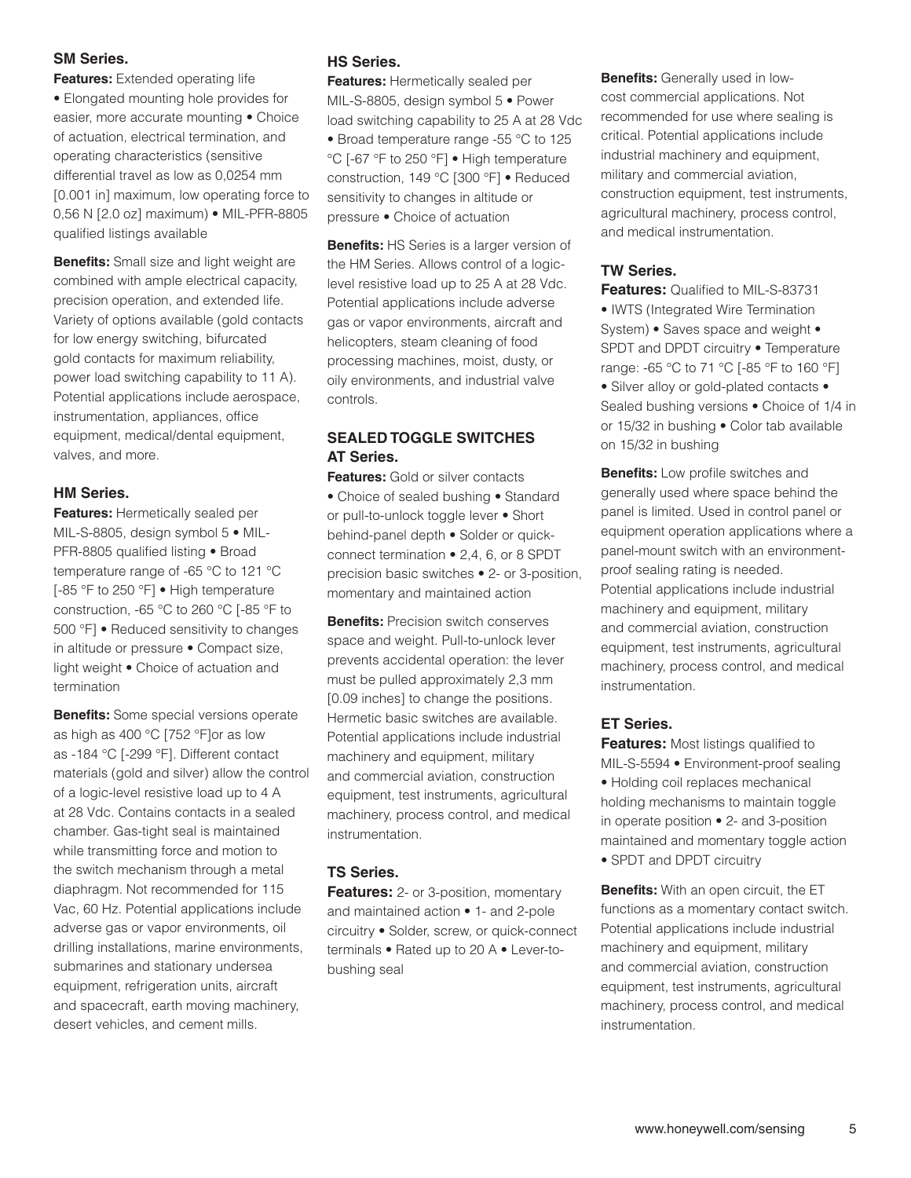### SM Series.

**Features:** Extended operating life • Elongated mounting hole provides for easier, more accurate mounting • Choice of actuation, electrical termination, and operating characteristics (sensitive differential travel as low as 0,0254 mm [0.001 in] maximum, low operating force to 0,56 N [2.0 oz] maximum) • MIL-PFR-8805 qualified listings available

**Benefits:** Small size and light weight are combined with ample electrical capacity, precision operation, and extended life. Variety of options available (gold contacts for low energy switching, bifurcated gold contacts for maximum reliability, power load switching capability to 11 A). Potential applications include aerospace, instrumentation, appliances, office equipment, medical/dental equipment, valves, and more.

### HM Series.

**Features:** Hermetically sealed per MIL-S-8805, design symbol 5 • MIL-PFR-8805 qualified listing • Broad temperature range of -65 °C to 121 °C [-85 °F to 250 °F] • High temperature construction, -65 °C to 260 °C [-85 °F to 500 °F] • Reduced sensitivity to changes in altitude or pressure • Compact size, light weight • Choice of actuation and termination

**Benefits:** Some special versions operate as high as 400 °C [752 °F]or as low as -184 °C [-299 °F]. Different contact materials (gold and silver) allow the control of a logic-level resistive load up to 4 A at 28 Vdc. Contains contacts in a sealed chamber. Gas-tight seal is maintained while transmitting force and motion to the switch mechanism through a metal diaphragm. Not recommended for 115 Vac, 60 Hz. Potential applications include adverse gas or vapor environments, oil drilling installations, marine environments, submarines and stationary undersea equipment, refrigeration units, aircraft and spacecraft, earth moving machinery, desert vehicles, and cement mills.

### HS Series.

**Features:** Hermetically sealed per MIL-S-8805, design symbol 5 • Power load switching capability to 25 A at 28 Vdc • Broad temperature range -55 °C to 125 °C [-67 °F to 250 °F] • High temperature construction, 149 °C [300 °F] • Reduced sensitivity to changes in altitude or pressure • Choice of actuation

**Benefits:** HS Series is a larger version of the HM Series. Allows control of a logic-level resistive load up to 25 A at 28 Vdc. Potential applications include adverse gas or vapor environments, aircraft and helicopters, steam cleaning of food processing machines, moist, dusty, or oily environments, and industrial valve controls.

## SEALED TOGGLE SWITCHES

### AT Series.

**Features:** Gold or silver contacts • Choice of sealed bushing • Standard or pull-to-unlock toggle lever • Short behind-panel depth • Solder or quick-connect termination • 2,4, 6, or 8 SPDT precision basic switches • 2- or 3-position, momentary and maintained action

**Benefits:** Precision switch conserves space and weight. Pull-to-unlock lever prevents accidental operation: the lever must be pulled approximately 2,3 mm [0.09 inches] to change the positions. Hermetic basic switches are available. Potential applications include industrial machinery and equipment, military and commercial aviation, construction equipment, test instruments, agricultural machinery, process control, and medical instrumentation.

### TS Series.

**Features:** 2- or 3-position, momentary and maintained action • 1- and 2-pole circuitry • Solder, screw, or quick-connect terminals • Rated up to 20 A • Lever-to-bushing seal

**Benefits:** Generally used in low-cost commercial applications. Not recommended for use where sealing is critical. Potential applications include industrial machinery and equipment, military and commercial aviation, construction equipment, test instruments, agricultural machinery, process control, and medical instrumentation.

### TW Series.

**Features:** Qualified to MIL-S-83731 • IWTS (Integrated Wire Termination System) • Saves space and weight • SPDT and DPDT circuitry • Temperature range: -65 °C to 71 °C [-85 °F to 160 °F] • Silver alloy or gold-plated contacts • Sealed bushing versions • Choice of 1/4 in or 15/32 in bushing • Color tab available on 15/32 in bushing

**Benefits:** Low profile switches and generally used where space behind the panel is limited. Used in control panel or equipment operation applications where a panel-mount switch with an environment-proof sealing rating is needed. Potential applications include industrial machinery and equipment, military and commercial aviation, construction equipment, test instruments, agricultural machinery, process control, and medical instrumentation.

### ET Series.

**Features:** Most listings qualified to MIL-S-5594 • Environment-proof sealing • Holding coil replaces mechanical holding mechanisms to maintain toggle in operate position • 2- and 3-position maintained and momentary toggle action • SPDT and DPDT circuitry

**Benefits:** With an open circuit, the ET functions as a momentary contact switch. Potential applications include industrial machinery and equipment, military and commercial aviation, construction equipment, test instruments, agricultural machinery, process control, and medical instrumentation.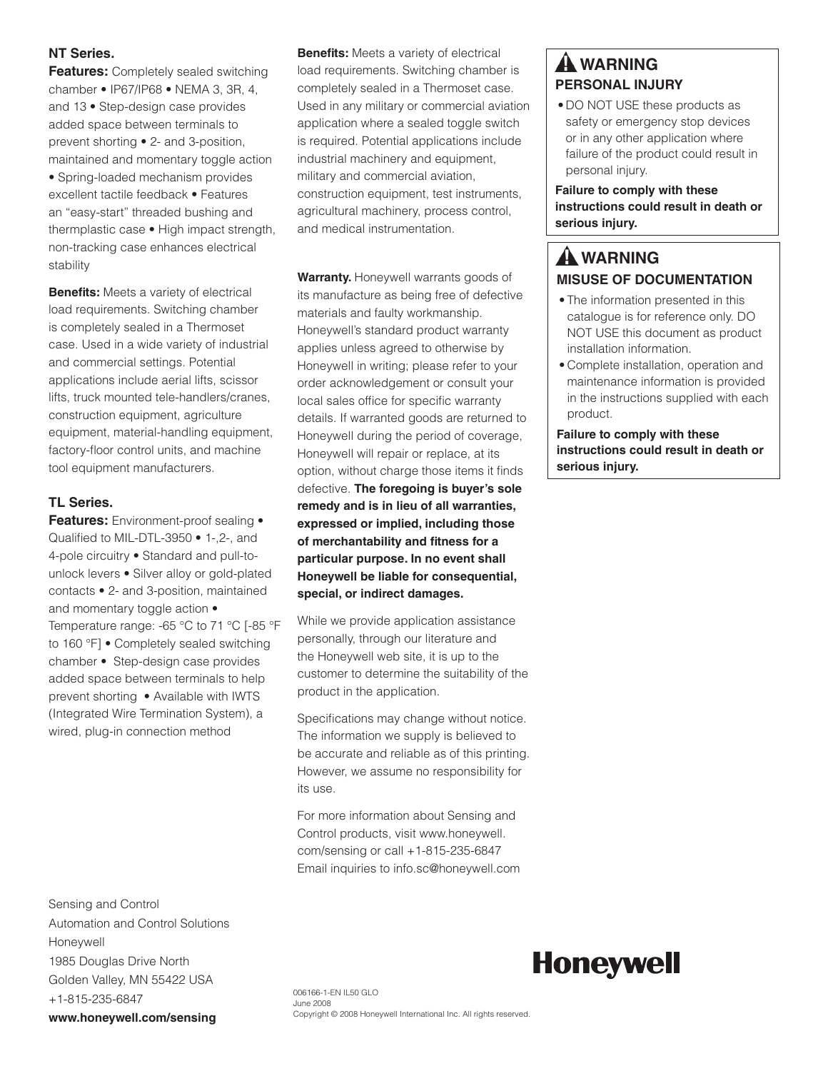### NT Series.

**Features:** Completely sealed switching chamber • IP67/IP68 • NEMA 3, 3R, 4, and 13 • Step-design case provides added space between terminals to prevent shorting • 2- and 3-position, maintained and momentary toggle action • Spring-loaded mechanism provides excellent tactile feedback • Features an “easy-start” threaded bushing and thermplastic case • High impact strength, non-tracking case enhances electrical stability

**Benefits:** Meets a variety of electrical load requirements. Switching chamber is completely sealed in a Thermoset case. Used in a wide variety of industrial and commercial settings. Potential applications include aerial lifts, scissor lifts, truck mounted tele-handlers/cranes, construction equipment, agriculture equipment, material-handling equipment, factory-floor control units, and machine tool equipment manufacturers.

### TL Series.

**Features:** Environment-proof sealing • Qualified to MIL-DTL-3950 • 1-,2-, and 4-pole circuitry • Standard and pull-to-unlock levers • Silver alloy or gold-plated contacts • 2- and 3-position, maintained and momentary toggle action • Temperature range: -65 °C to 71 °C [-85 °F to 160 °F] • Completely sealed switching chamber • Step-design case provides added space between terminals to help prevent shorting • Available with IWTS (Integrated Wire Termination System), a wired, plug-in connection method

**Benefits:** Meets a variety of electrical load requirements. Switching chamber is completely sealed in a Thermoset case. Used in any military or commercial aviation application where a sealed toggle switch is required. Potential applications include industrial machinery and equipment, military and commercial aviation, construction equipment, test instruments, agricultural machinery, process control, and medical instrumentation.

**Warranty.** Honeywell warrants goods of its manufacture as being free of defective materials and faulty workmanship. Honeywell’s standard product warranty applies unless agreed to otherwise by Honeywell in writing; please refer to your order acknowledgement or consult your local sales office for specific warranty details. If warranted goods are returned to Honeywell during the period of coverage, Honeywell will repair or replace, at its option, without charge those items it finds defective. **The foregoing is buyer’s sole remedy and is in lieu of all warranties, expressed or implied, including those of merchantability and fitness for a particular purpose. In no event shall Honeywell be liable for consequential, special, or indirect damages.**

While we provide application assistance personally, through our literature and the Honeywell web site, it is up to the customer to determine the suitability of the product in the application.

Specifications may change without notice. The information we supply is believed to be accurate and reliable as of this printing. However, we assume no responsibility for its use.

For more information about Sensing and Control products, visit www.honeywell.com/sensing or call +1-815-235-6847
Email inquiries to info.sc@honeywell.com

## ⚠ WARNING
**PERSONAL INJURY**

- DO NOT USE these products as safety or emergency stop devices or in any other application where failure of the product could result in personal injury.

**Failure to comply with these instructions could result in death or serious injury.**

## ⚠ WARNING
**MISUSE OF DOCUMENTATION**

- The information presented in this catalogue is for reference only. DO NOT USE this document as product installation information.
- Complete installation, operation and maintenance information is provided in the instructions supplied with each product.

**Failure to comply with these instructions could result in death or serious injury.**

Sensing and Control
Automation and Control Solutions
Honeywell
1985 Douglas Drive North
Golden Valley, MN 55422 USA
+1-815-235-6847
**www.honeywell.com/sensing**

006166-1-EN IL50 GLO
June 2008
Copyright © 2008 Honeywell International Inc. All rights reserved.

**Honeywell**